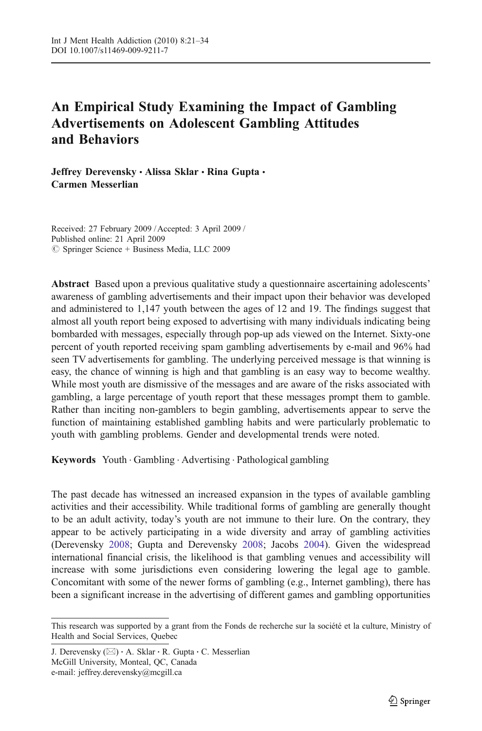# An Empirical Study Examining the Impact of Gambling Advertisements on Adolescent Gambling Attitudes and Behaviors

**Jeffrey Derevensky · Alissa Sklar · Rina Gupta · Carmen Messerlian**

Received: 27 February 2009 / Accepted: 3 April 2009 /
Published online: 21 April 2009
© Springer Science + Business Media, LLC 2009

**Abstract** Based upon a previous qualitative study a questionnaire ascertaining adolescents' awareness of gambling advertisements and their impact upon their behavior was developed and administered to 1,147 youth between the ages of 12 and 19. The findings suggest that almost all youth report being exposed to advertising with many individuals indicating being bombarded with messages, especially through pop-up ads viewed on the Internet. Sixty-one percent of youth reported receiving spam gambling advertisements by e-mail and 96% had seen TV advertisements for gambling. The underlying perceived message is that winning is easy, the chance of winning is high and that gambling is an easy way to become wealthy. While most youth are dismissive of the messages and are aware of the risks associated with gambling, a large percentage of youth report that these messages prompt them to gamble. Rather than inciting non-gamblers to begin gambling, advertisements appear to serve the function of maintaining established gambling habits and were particularly problematic to youth with gambling problems. Gender and developmental trends were noted.

**Keywords** Youth · Gambling · Advertising · Pathological gambling

The past decade has witnessed an increased expansion in the types of available gambling activities and their accessibility. While traditional forms of gambling are generally thought to be an adult activity, today's youth are not immune to their lure. On the contrary, they appear to be actively participating in a wide diversity and array of gambling activities (Derevensky 2008; Gupta and Derevensky 2008; Jacobs 2004). Given the widespread international financial crisis, the likelihood is that gambling venues and accessibility will increase with some jurisdictions even considering lowering the legal age to gamble. Concomitant with some of the newer forms of gambling (e.g., Internet gambling), there has been a significant increase in the advertising of different games and gambling opportunities

---

This research was supported by a grant from the Fonds de recherche sur la société et la culture, Ministry of Health and Social Services, Quebec

J. Derevensky (✉) · A. Sklar · R. Gupta · C. Messerlian
McGill University, Monteal, QC, Canada
e-mail: jeffrey.derevensky@mcgill.ca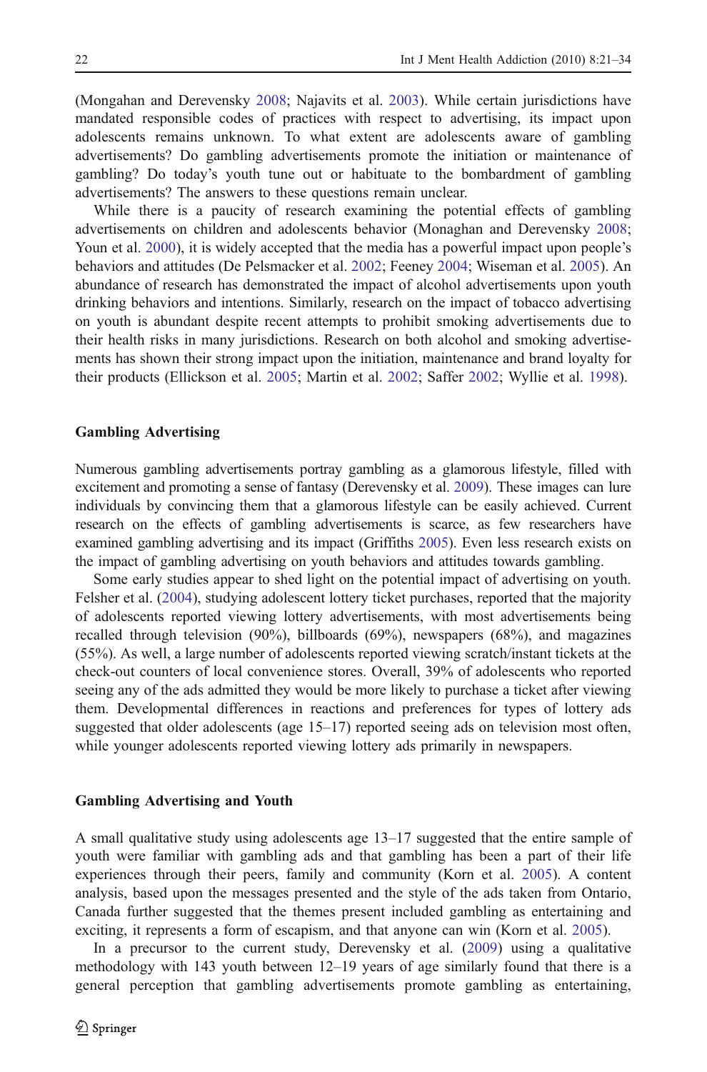(Mongahan and Derevensky 2008; Najavits et al. 2003). While certain jurisdictions have mandated responsible codes of practices with respect to advertising, its impact upon adolescents remains unknown. To what extent are adolescents aware of gambling advertisements? Do gambling advertisements promote the initiation or maintenance of gambling? Do today's youth tune out or habituate to the bombardment of gambling advertisements? The answers to these questions remain unclear.

While there is a paucity of research examining the potential effects of gambling advertisements on children and adolescents behavior (Monaghan and Derevensky 2008; Youn et al. 2000), it is widely accepted that the media has a powerful impact upon people's behaviors and attitudes (De Pelsmacker et al. 2002; Feeney 2004; Wiseman et al. 2005). An abundance of research has demonstrated the impact of alcohol advertisements upon youth drinking behaviors and intentions. Similarly, research on the impact of tobacco advertising on youth is abundant despite recent attempts to prohibit smoking advertisements due to their health risks in many jurisdictions. Research on both alcohol and smoking advertisements has shown their strong impact upon the initiation, maintenance and brand loyalty for their products (Ellickson et al. 2005; Martin et al. 2002; Saffer 2002; Wyllie et al. 1998).

### Gambling Advertising

Numerous gambling advertisements portray gambling as a glamorous lifestyle, filled with excitement and promoting a sense of fantasy (Derevensky et al. 2009). These images can lure individuals by convincing them that a glamorous lifestyle can be easily achieved. Current research on the effects of gambling advertisements is scarce, as few researchers have examined gambling advertising and its impact (Griffiths 2005). Even less research exists on the impact of gambling advertising on youth behaviors and attitudes towards gambling.

Some early studies appear to shed light on the potential impact of advertising on youth. Felsher et al. (2004), studying adolescent lottery ticket purchases, reported that the majority of adolescents reported viewing lottery advertisements, with most advertisements being recalled through television (90%), billboards (69%), newspapers (68%), and magazines (55%). As well, a large number of adolescents reported viewing scratch/instant tickets at the check-out counters of local convenience stores. Overall, 39% of adolescents who reported seeing any of the ads admitted they would be more likely to purchase a ticket after viewing them. Developmental differences in reactions and preferences for types of lottery ads suggested that older adolescents (age 15–17) reported seeing ads on television most often, while younger adolescents reported viewing lottery ads primarily in newspapers.

### Gambling Advertising and Youth

A small qualitative study using adolescents age 13–17 suggested that the entire sample of youth were familiar with gambling ads and that gambling has been a part of their life experiences through their peers, family and community (Korn et al. 2005). A content analysis, based upon the messages presented and the style of the ads taken from Ontario, Canada further suggested that the themes present included gambling as entertaining and exciting, it represents a form of escapism, and that anyone can win (Korn et al. 2005).

In a precursor to the current study, Derevensky et al. (2009) using a qualitative methodology with 143 youth between 12–19 years of age similarly found that there is a general perception that gambling advertisements promote gambling as entertaining,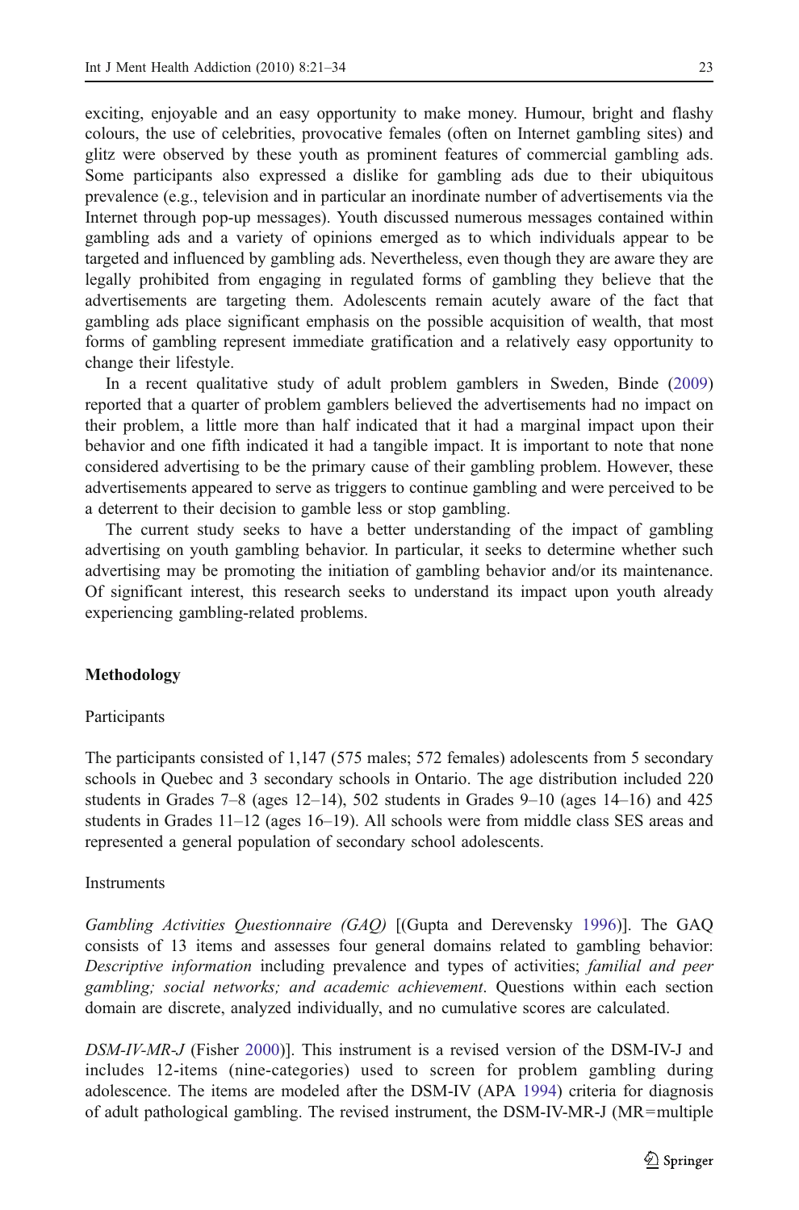exciting, enjoyable and an easy opportunity to make money. Humour, bright and flashy colours, the use of celebrities, provocative females (often on Internet gambling sites) and glitz were observed by these youth as prominent features of commercial gambling ads. Some participants also expressed a dislike for gambling ads due to their ubiquitous prevalence (e.g., television and in particular an inordinate number of advertisements via the Internet through pop-up messages). Youth discussed numerous messages contained within gambling ads and a variety of opinions emerged as to which individuals appear to be targeted and influenced by gambling ads. Nevertheless, even though they are aware they are legally prohibited from engaging in regulated forms of gambling they believe that the advertisements are targeting them. Adolescents remain acutely aware of the fact that gambling ads place significant emphasis on the possible acquisition of wealth, that most forms of gambling represent immediate gratification and a relatively easy opportunity to change their lifestyle.

In a recent qualitative study of adult problem gamblers in Sweden, Binde (2009) reported that a quarter of problem gamblers believed the advertisements had no impact on their problem, a little more than half indicated that it had a marginal impact upon their behavior and one fifth indicated it had a tangible impact. It is important to note that none considered advertising to be the primary cause of their gambling problem. However, these advertisements appeared to serve as triggers to continue gambling and were perceived to be a deterrent to their decision to gamble less or stop gambling.

The current study seeks to have a better understanding of the impact of gambling advertising on youth gambling behavior. In particular, it seeks to determine whether such advertising may be promoting the initiation of gambling behavior and/or its maintenance. Of significant interest, this research seeks to understand its impact upon youth already experiencing gambling-related problems.

## Methodology

### Participants

The participants consisted of 1,147 (575 males; 572 females) adolescents from 5 secondary schools in Quebec and 3 secondary schools in Ontario. The age distribution included 220 students in Grades 7–8 (ages 12–14), 502 students in Grades 9–10 (ages 14–16) and 425 students in Grades 11–12 (ages 16–19). All schools were from middle class SES areas and represented a general population of secondary school adolescents.

### Instruments

*Gambling Activities Questionnaire (GAQ)* [(Gupta and Derevensky 1996)]. The GAQ consists of 13 items and assesses four general domains related to gambling behavior: *Descriptive information* including prevalence and types of activities; *familial and peer gambling; social networks; and academic achievement*. Questions within each section domain are discrete, analyzed individually, and no cumulative scores are calculated.

*DSM-IV-MR-J* (Fisher 2000)]. This instrument is a revised version of the DSM-IV-J and includes 12-items (nine-categories) used to screen for problem gambling during adolescence. The items are modeled after the DSM-IV (APA 1994) criteria for diagnosis of adult pathological gambling. The revised instrument, the DSM-IV-MR-J (MR=multiple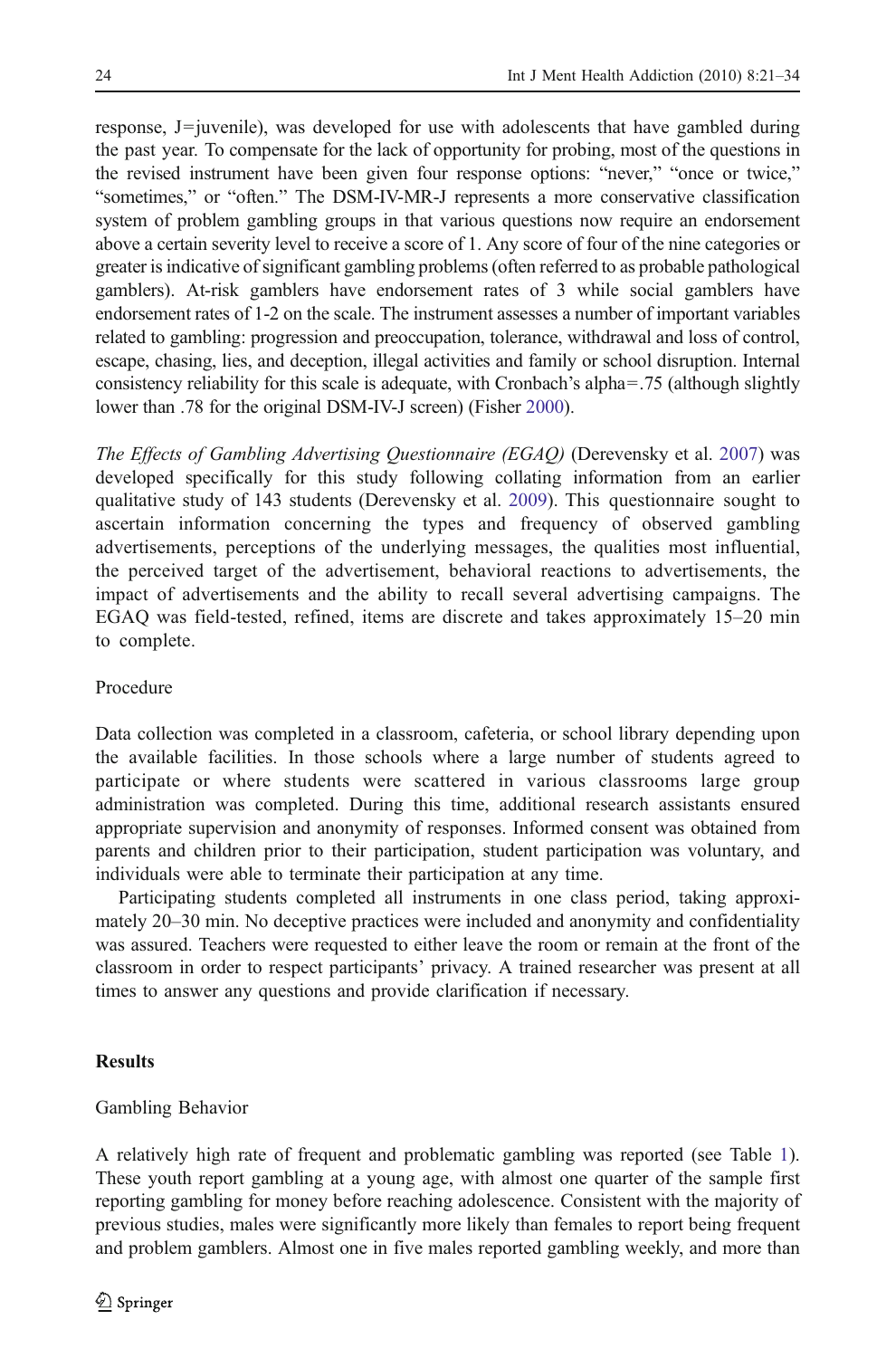response, J=juvenile), was developed for use with adolescents that have gambled during the past year. To compensate for the lack of opportunity for probing, most of the questions in the revised instrument have been given four response options: "never," "once or twice," "sometimes," or "often." The DSM-IV-MR-J represents a more conservative classification system of problem gambling groups in that various questions now require an endorsement above a certain severity level to receive a score of 1. Any score of four of the nine categories or greater is indicative of significant gambling problems (often referred to as probable pathological gamblers). At-risk gamblers have endorsement rates of 3 while social gamblers have endorsement rates of 1-2 on the scale. The instrument assesses a number of important variables related to gambling: progression and preoccupation, tolerance, withdrawal and loss of control, escape, chasing, lies, and deception, illegal activities and family or school disruption. Internal consistency reliability for this scale is adequate, with Cronbach's alpha=.75 (although slightly lower than .78 for the original DSM-IV-J screen) (Fisher 2000).

*The Effects of Gambling Advertising Questionnaire (EGAQ)* (Derevensky et al. 2007) was developed specifically for this study following collating information from an earlier qualitative study of 143 students (Derevensky et al. 2009). This questionnaire sought to ascertain information concerning the types and frequency of observed gambling advertisements, perceptions of the underlying messages, the qualities most influential, the perceived target of the advertisement, behavioral reactions to advertisements, the impact of advertisements and the ability to recall several advertising campaigns. The EGAQ was field-tested, refined, items are discrete and takes approximately 15–20 min to complete.

### Procedure

Data collection was completed in a classroom, cafeteria, or school library depending upon the available facilities. In those schools where a large number of students agreed to participate or where students were scattered in various classrooms large group administration was completed. During this time, additional research assistants ensured appropriate supervision and anonymity of responses. Informed consent was obtained from parents and children prior to their participation, student participation was voluntary, and individuals were able to terminate their participation at any time.

Participating students completed all instruments in one class period, taking approximately 20–30 min. No deceptive practices were included and anonymity and confidentiality was assured. Teachers were requested to either leave the room or remain at the front of the classroom in order to respect participants' privacy. A trained researcher was present at all times to answer any questions and provide clarification if necessary.

## Results

### Gambling Behavior

A relatively high rate of frequent and problematic gambling was reported (see Table 1). These youth report gambling at a young age, with almost one quarter of the sample first reporting gambling for money before reaching adolescence. Consistent with the majority of previous studies, males were significantly more likely than females to report being frequent and problem gamblers. Almost one in five males reported gambling weekly, and more than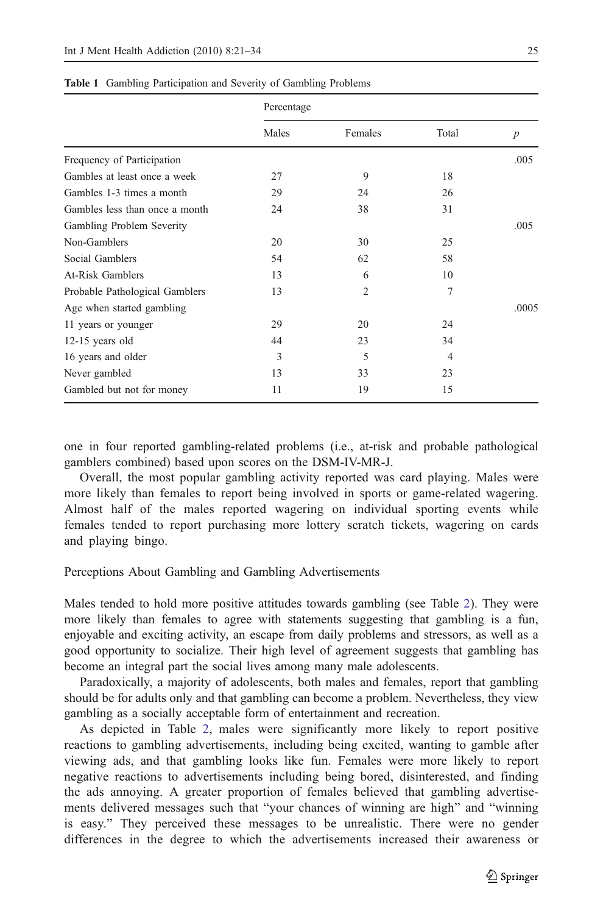**Table 1** Gambling Participation and Severity of Gambling Problems

| | Percentage | | | |
|---|---|---|---|---|
| | Males | Females | Total | *p* |
| Frequency of Participation | | | | .005 |
| Gambles at least once a week | 27 | 9 | 18 | |
| Gambles 1-3 times a month | 29 | 24 | 26 | |
| Gambles less than once a month | 24 | 38 | 31 | |
| Gambling Problem Severity | | | | .005 |
| Non-Gamblers | 20 | 30 | 25 | |
| Social Gamblers | 54 | 62 | 58 | |
| At-Risk Gamblers | 13 | 6 | 10 | |
| Probable Pathological Gamblers | 13 | 2 | 7 | |
| Age when started gambling | | | | .0005 |
| 11 years or younger | 29 | 20 | 24 | |
| 12-15 years old | 44 | 23 | 34 | |
| 16 years and older | 3 | 5 | 4 | |
| Never gambled | 13 | 33 | 23 | |
| Gambled but not for money | 11 | 19 | 15 | |

one in four reported gambling-related problems (i.e., at-risk and probable pathological gamblers combined) based upon scores on the DSM-IV-MR-J.

Overall, the most popular gambling activity reported was card playing. Males were more likely than females to report being involved in sports or game-related wagering. Almost half of the males reported wagering on individual sporting events while females tended to report purchasing more lottery scratch tickets, wagering on cards and playing bingo.

## Perceptions About Gambling and Gambling Advertisements

Males tended to hold more positive attitudes towards gambling (see Table 2). They were more likely than females to agree with statements suggesting that gambling is a fun, enjoyable and exciting activity, an escape from daily problems and stressors, as well as a good opportunity to socialize. Their high level of agreement suggests that gambling has become an integral part the social lives among many male adolescents.

Paradoxically, a majority of adolescents, both males and females, report that gambling should be for adults only and that gambling can become a problem. Nevertheless, they view gambling as a socially acceptable form of entertainment and recreation.

As depicted in Table 2, males were significantly more likely to report positive reactions to gambling advertisements, including being excited, wanting to gamble after viewing ads, and that gambling looks like fun. Females were more likely to report negative reactions to advertisements including being bored, disinterested, and finding the ads annoying. A greater proportion of females believed that gambling advertisements delivered messages such that "your chances of winning are high" and "winning is easy." They perceived these messages to be unrealistic. There were no gender differences in the degree to which the advertisements increased their awareness or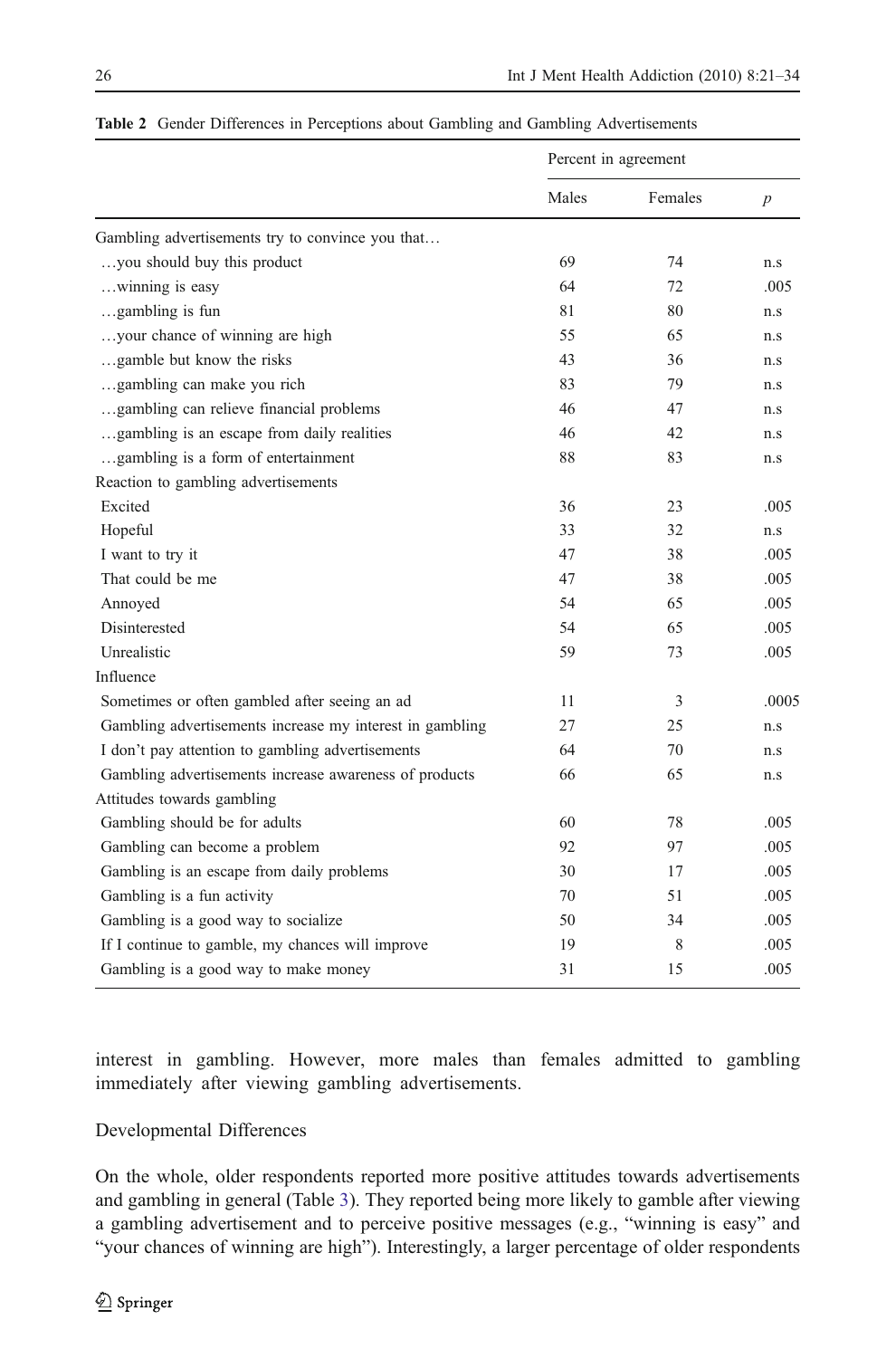**Table 2** Gender Differences in Perceptions about Gambling and Gambling Advertisements

| | Percent in agreement | | |
|---|---|---|---|
| | Males | Females | *p* |
| Gambling advertisements try to convince you that… | | | |
| …you should buy this product | 69 | 74 | n.s |
| …winning is easy | 64 | 72 | .005 |
| …gambling is fun | 81 | 80 | n.s |
| …your chance of winning are high | 55 | 65 | n.s |
| …gamble but know the risks | 43 | 36 | n.s |
| …gambling can make you rich | 83 | 79 | n.s |
| …gambling can relieve financial problems | 46 | 47 | n.s |
| …gambling is an escape from daily realities | 46 | 42 | n.s |
| …gambling is a form of entertainment | 88 | 83 | n.s |
| Reaction to gambling advertisements | | | |
| Excited | 36 | 23 | .005 |
| Hopeful | 33 | 32 | n.s |
| I want to try it | 47 | 38 | .005 |
| That could be me | 47 | 38 | .005 |
| Annoyed | 54 | 65 | .005 |
| Disinterested | 54 | 65 | .005 |
| Unrealistic | 59 | 73 | .005 |
| Influence | | | |
| Sometimes or often gambled after seeing an ad | 11 | 3 | .0005 |
| Gambling advertisements increase my interest in gambling | 27 | 25 | n.s |
| I don't pay attention to gambling advertisements | 64 | 70 | n.s |
| Gambling advertisements increase awareness of products | 66 | 65 | n.s |
| Attitudes towards gambling | | | |
| Gambling should be for adults | 60 | 78 | .005 |
| Gambling can become a problem | 92 | 97 | .005 |
| Gambling is an escape from daily problems | 30 | 17 | .005 |
| Gambling is a fun activity | 70 | 51 | .005 |
| Gambling is a good way to socialize | 50 | 34 | .005 |
| If I continue to gamble, my chances will improve | 19 | 8 | .005 |
| Gambling is a good way to make money | 31 | 15 | .005 |

interest in gambling. However, more males than females admitted to gambling immediately after viewing gambling advertisements.

## Developmental Differences

On the whole, older respondents reported more positive attitudes towards advertisements and gambling in general (Table 3). They reported being more likely to gamble after viewing a gambling advertisement and to perceive positive messages (e.g., "winning is easy" and "your chances of winning are high"). Interestingly, a larger percentage of older respondents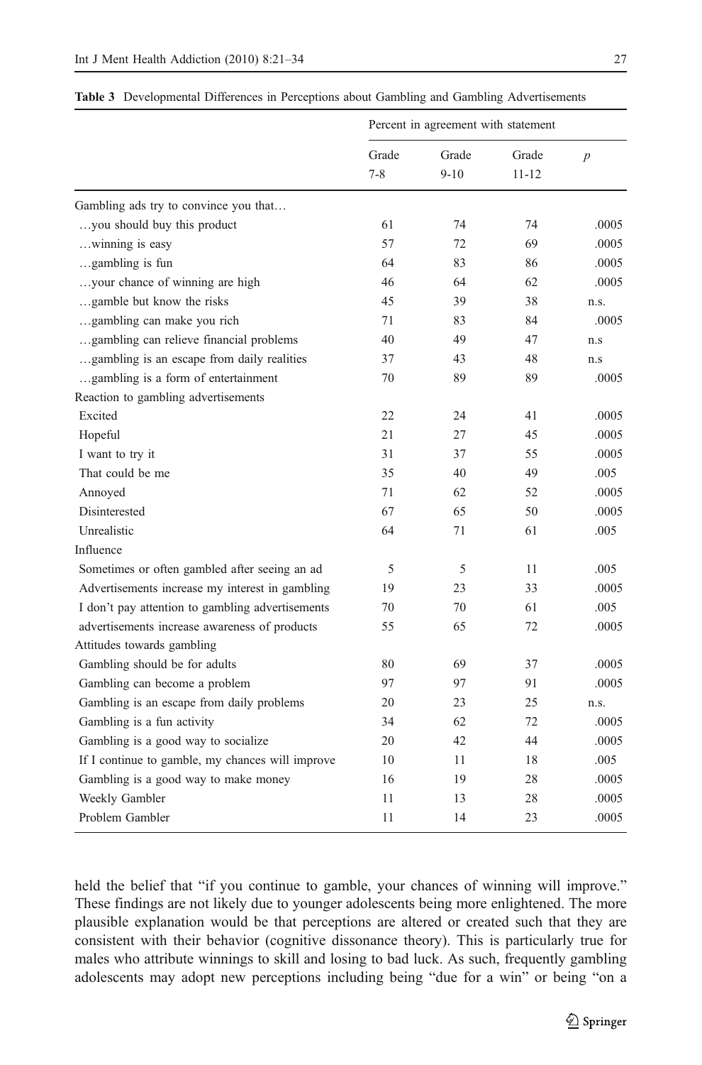**Table 3** Developmental Differences in Perceptions about Gambling and Gambling Advertisements

| | Percent in agreement with statement | | | |
|---|---|---|---|---|
| | Grade 7-8 | Grade 9-10 | Grade 11-12 | *p* |
| Gambling ads try to convince you that… | | | | |
| …you should buy this product | 61 | 74 | 74 | .0005 |
| …winning is easy | 57 | 72 | 69 | .0005 |
| …gambling is fun | 64 | 83 | 86 | .0005 |
| …your chance of winning are high | 46 | 64 | 62 | .0005 |
| …gamble but know the risks | 45 | 39 | 38 | n.s. |
| …gambling can make you rich | 71 | 83 | 84 | .0005 |
| …gambling can relieve financial problems | 40 | 49 | 47 | n.s |
| …gambling is an escape from daily realities | 37 | 43 | 48 | n.s |
| …gambling is a form of entertainment | 70 | 89 | 89 | .0005 |
| Reaction to gambling advertisements | | | | |
| Excited | 22 | 24 | 41 | .0005 |
| Hopeful | 21 | 27 | 45 | .0005 |
| I want to try it | 31 | 37 | 55 | .0005 |
| That could be me | 35 | 40 | 49 | .005 |
| Annoyed | 71 | 62 | 52 | .0005 |
| Disinterested | 67 | 65 | 50 | .0005 |
| Unrealistic | 64 | 71 | 61 | .005 |
| Influence | | | | |
| Sometimes or often gambled after seeing an ad | 5 | 5 | 11 | .005 |
| Advertisements increase my interest in gambling | 19 | 23 | 33 | .0005 |
| I don't pay attention to gambling advertisements | 70 | 70 | 61 | .005 |
| advertisements increase awareness of products | 55 | 65 | 72 | .0005 |
| Attitudes towards gambling | | | | |
| Gambling should be for adults | 80 | 69 | 37 | .0005 |
| Gambling can become a problem | 97 | 97 | 91 | .0005 |
| Gambling is an escape from daily problems | 20 | 23 | 25 | n.s. |
| Gambling is a fun activity | 34 | 62 | 72 | .0005 |
| Gambling is a good way to socialize | 20 | 42 | 44 | .0005 |
| If I continue to gamble, my chances will improve | 10 | 11 | 18 | .005 |
| Gambling is a good way to make money | 16 | 19 | 28 | .0005 |
| Weekly Gambler | 11 | 13 | 28 | .0005 |
| Problem Gambler | 11 | 14 | 23 | .0005 |

held the belief that "if you continue to gamble, your chances of winning will improve." These findings are not likely due to younger adolescents being more enlightened. The more plausible explanation would be that perceptions are altered or created such that they are consistent with their behavior (cognitive dissonance theory). This is particularly true for males who attribute winnings to skill and losing to bad luck. As such, frequently gambling adolescents may adopt new perceptions including being "due for a win" or being "on a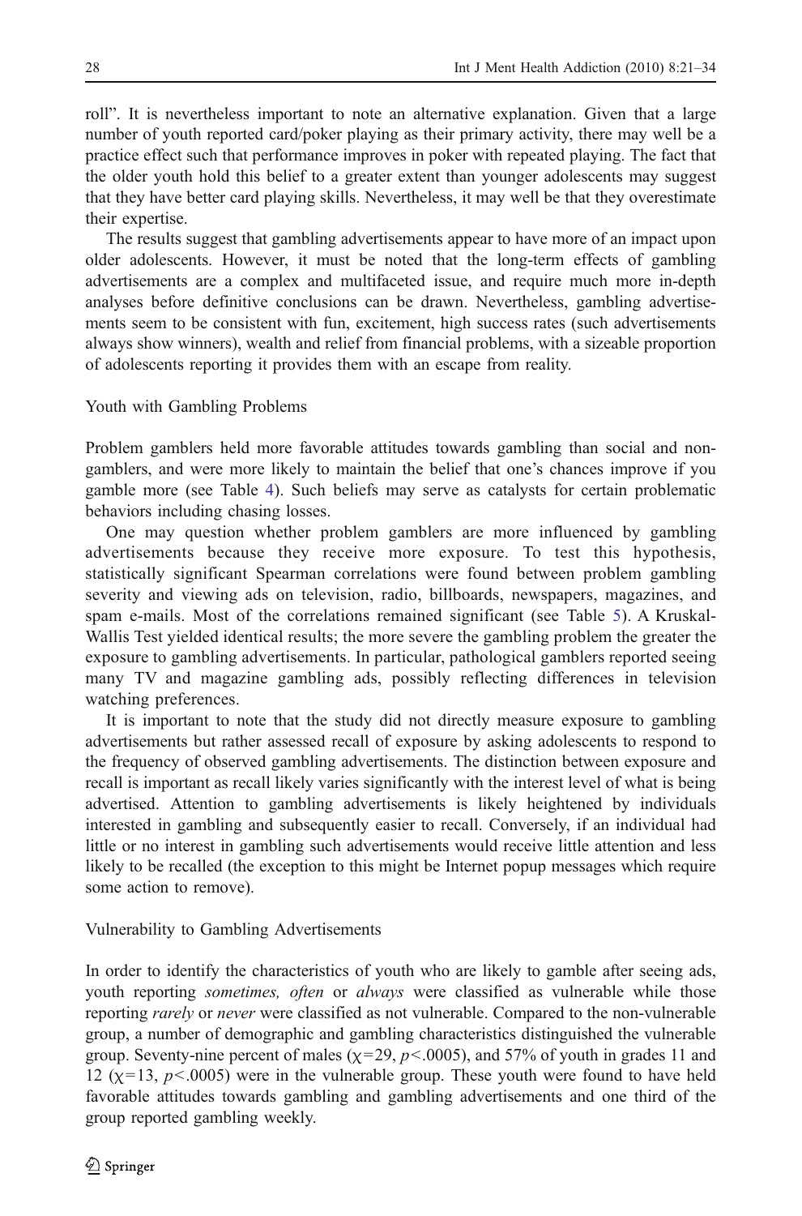roll". It is nevertheless important to note an alternative explanation. Given that a large number of youth reported card/poker playing as their primary activity, there may well be a practice effect such that performance improves in poker with repeated playing. The fact that the older youth hold this belief to a greater extent than younger adolescents may suggest that they have better card playing skills. Nevertheless, it may well be that they overestimate their expertise.

The results suggest that gambling advertisements appear to have more of an impact upon older adolescents. However, it must be noted that the long-term effects of gambling advertisements are a complex and multifaceted issue, and require much more in-depth analyses before definitive conclusions can be drawn. Nevertheless, gambling advertisements seem to be consistent with fun, excitement, high success rates (such advertisements always show winners), wealth and relief from financial problems, with a sizeable proportion of adolescents reporting it provides them with an escape from reality.

### Youth with Gambling Problems

Problem gamblers held more favorable attitudes towards gambling than social and non-gamblers, and were more likely to maintain the belief that one's chances improve if you gamble more (see Table 4). Such beliefs may serve as catalysts for certain problematic behaviors including chasing losses.

One may question whether problem gamblers are more influenced by gambling advertisements because they receive more exposure. To test this hypothesis, statistically significant Spearman correlations were found between problem gambling severity and viewing ads on television, radio, billboards, newspapers, magazines, and spam e-mails. Most of the correlations remained significant (see Table 5). A Kruskal-Wallis Test yielded identical results; the more severe the gambling problem the greater the exposure to gambling advertisements. In particular, pathological gamblers reported seeing many TV and magazine gambling ads, possibly reflecting differences in television watching preferences.

It is important to note that the study did not directly measure exposure to gambling advertisements but rather assessed recall of exposure by asking adolescents to respond to the frequency of observed gambling advertisements. The distinction between exposure and recall is important as recall likely varies significantly with the interest level of what is being advertised. Attention to gambling advertisements is likely heightened by individuals interested in gambling and subsequently easier to recall. Conversely, if an individual had little or no interest in gambling such advertisements would receive little attention and less likely to be recalled (the exception to this might be Internet popup messages which require some action to remove).

### Vulnerability to Gambling Advertisements

In order to identify the characteristics of youth who are likely to gamble after seeing ads, youth reporting *sometimes, often* or *always* were classified as vulnerable while those reporting *rarely* or *never* were classified as not vulnerable. Compared to the non-vulnerable group, a number of demographic and gambling characteristics distinguished the vulnerable group. Seventy-nine percent of males ($\chi=29$, $p<.0005$), and 57% of youth in grades 11 and 12 ($\chi=13$, $p<.0005$) were in the vulnerable group. These youth were found to have held favorable attitudes towards gambling and gambling advertisements and one third of the group reported gambling weekly.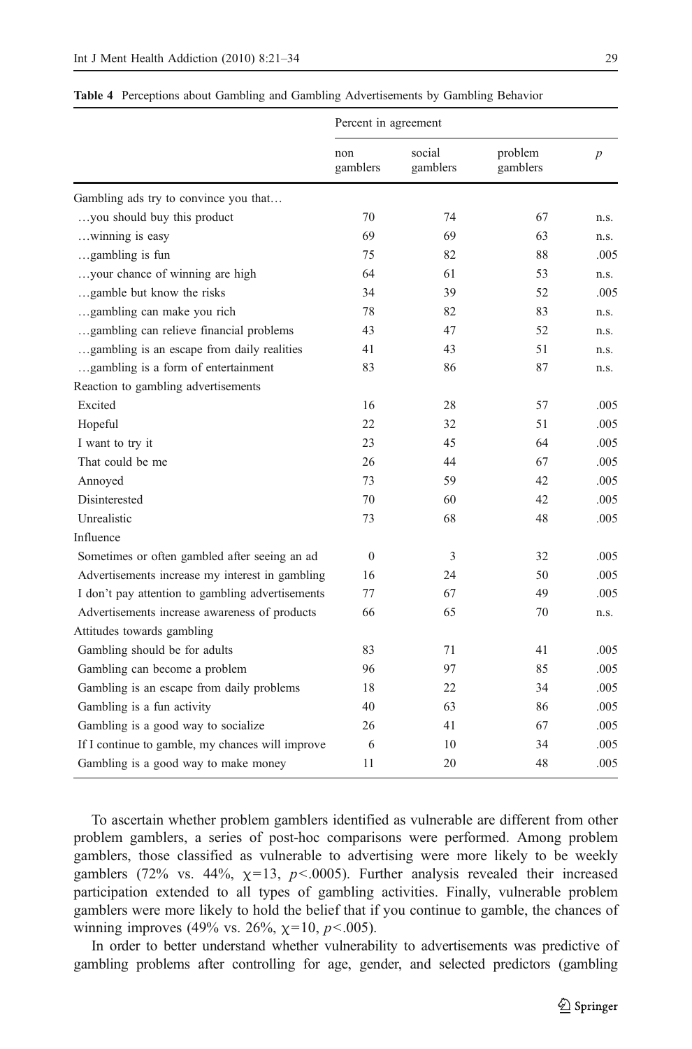**Table 4** Perceptions about Gambling and Gambling Advertisements by Gambling Behavior

| | Percent in agreement | | | |
|---|---|---|---|---|
| | non gamblers | social gamblers | problem gamblers | *p* |
| Gambling ads try to convince you that… | | | | |
| …you should buy this product | 70 | 74 | 67 | n.s. |
| …winning is easy | 69 | 69 | 63 | n.s. |
| …gambling is fun | 75 | 82 | 88 | .005 |
| …your chance of winning are high | 64 | 61 | 53 | n.s. |
| …gamble but know the risks | 34 | 39 | 52 | .005 |
| …gambling can make you rich | 78 | 82 | 83 | n.s. |
| …gambling can relieve financial problems | 43 | 47 | 52 | n.s. |
| …gambling is an escape from daily realities | 41 | 43 | 51 | n.s. |
| …gambling is a form of entertainment | 83 | 86 | 87 | n.s. |
| Reaction to gambling advertisements | | | | |
| Excited | 16 | 28 | 57 | .005 |
| Hopeful | 22 | 32 | 51 | .005 |
| I want to try it | 23 | 45 | 64 | .005 |
| That could be me | 26 | 44 | 67 | .005 |
| Annoyed | 73 | 59 | 42 | .005 |
| Disinterested | 70 | 60 | 42 | .005 |
| Unrealistic | 73 | 68 | 48 | .005 |
| Influence | | | | |
| Sometimes or often gambled after seeing an ad | 0 | 3 | 32 | .005 |
| Advertisements increase my interest in gambling | 16 | 24 | 50 | .005 |
| I don't pay attention to gambling advertisements | 77 | 67 | 49 | .005 |
| Advertisements increase awareness of products | 66 | 65 | 70 | n.s. |
| Attitudes towards gambling | | | | |
| Gambling should be for adults | 83 | 71 | 41 | .005 |
| Gambling can become a problem | 96 | 97 | 85 | .005 |
| Gambling is an escape from daily problems | 18 | 22 | 34 | .005 |
| Gambling is a fun activity | 40 | 63 | 86 | .005 |
| Gambling is a good way to socialize | 26 | 41 | 67 | .005 |
| If I continue to gamble, my chances will improve | 6 | 10 | 34 | .005 |
| Gambling is a good way to make money | 11 | 20 | 48 | .005 |

To ascertain whether problem gamblers identified as vulnerable are different from other problem gamblers, a series of post-hoc comparisons were performed. Among problem gamblers, those classified as vulnerable to advertising were more likely to be weekly gamblers (72% vs. 44%, $\chi=13$, $p<.0005$). Further analysis revealed their increased participation extended to all types of gambling activities. Finally, vulnerable problem gamblers were more likely to hold the belief that if you continue to gamble, the chances of winning improves (49% vs. 26%, $\chi=10$, $p<.005$).

In order to better understand whether vulnerability to advertisements was predictive of gambling problems after controlling for age, gender, and selected predictors (gambling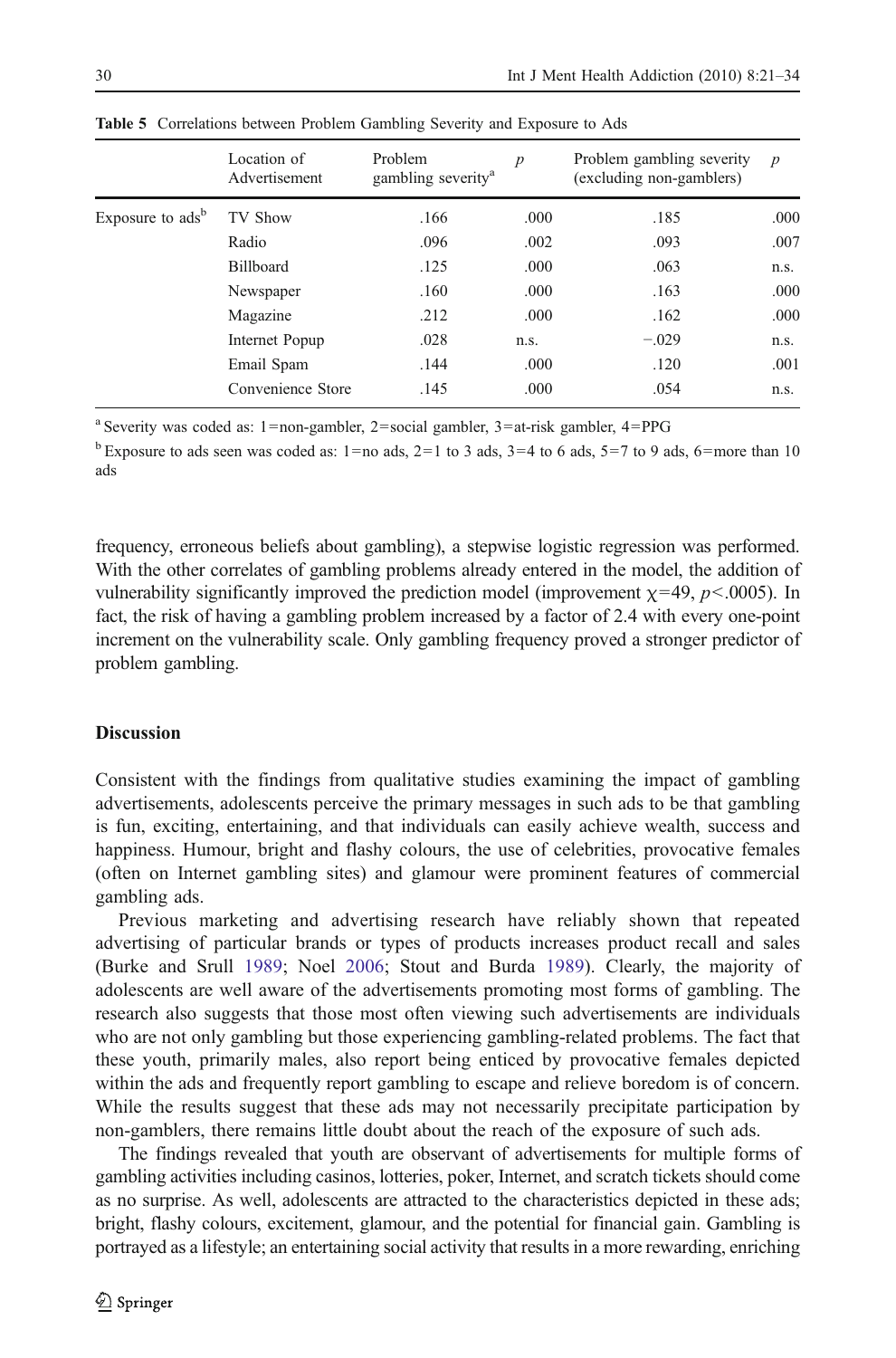**Table 5** Correlations between Problem Gambling Severity and Exposure to Ads

| | Location of Advertisement | Problem gambling severity[a] | $p$ | Problem gambling severity (excluding non-gamblers) | $p$ |
|---|---|---|---|---|---|
| Exposure to ads[b] | TV Show | .166 | .000 | .185 | .000 |
| | Radio | .096 | .002 | .093 | .007 |
| | Billboard | .125 | .000 | .063 | n.s. |
| | Newspaper | .160 | .000 | .163 | .000 |
| | Magazine | .212 | .000 | .162 | .000 |
| | Internet Popup | .028 | n.s. | −.029 | n.s. |
| | Email Spam | .144 | .000 | .120 | .001 |
| | Convenience Store | .145 | .000 | .054 | n.s. |

[a] Severity was coded as: 1=non-gambler, 2=social gambler, 3=at-risk gambler, 4=PPG

[b] Exposure to ads seen was coded as: 1=no ads, 2=1 to 3 ads, 3=4 to 6 ads, 5=7 to 9 ads, 6=more than 10 ads

frequency, erroneous beliefs about gambling), a stepwise logistic regression was performed. With the other correlates of gambling problems already entered in the model, the addition of vulnerability significantly improved the prediction model (improvement $\chi=49$, $p<.0005$). In fact, the risk of having a gambling problem increased by a factor of 2.4 with every one-point increment on the vulnerability scale. Only gambling frequency proved a stronger predictor of problem gambling.

## Discussion

Consistent with the findings from qualitative studies examining the impact of gambling advertisements, adolescents perceive the primary messages in such ads to be that gambling is fun, exciting, entertaining, and that individuals can easily achieve wealth, success and happiness. Humour, bright and flashy colours, the use of celebrities, provocative females (often on Internet gambling sites) and glamour were prominent features of commercial gambling ads.

Previous marketing and advertising research have reliably shown that repeated advertising of particular brands or types of products increases product recall and sales (Burke and Srull 1989; Noel 2006; Stout and Burda 1989). Clearly, the majority of adolescents are well aware of the advertisements promoting most forms of gambling. The research also suggests that those most often viewing such advertisements are individuals who are not only gambling but those experiencing gambling-related problems. The fact that these youth, primarily males, also report being enticed by provocative females depicted within the ads and frequently report gambling to escape and relieve boredom is of concern. While the results suggest that these ads may not necessarily precipitate participation by non-gamblers, there remains little doubt about the reach of the exposure of such ads.

The findings revealed that youth are observant of advertisements for multiple forms of gambling activities including casinos, lotteries, poker, Internet, and scratch tickets should come as no surprise. As well, adolescents are attracted to the characteristics depicted in these ads; bright, flashy colours, excitement, glamour, and the potential for financial gain. Gambling is portrayed as a lifestyle; an entertaining social activity that results in a more rewarding, enriching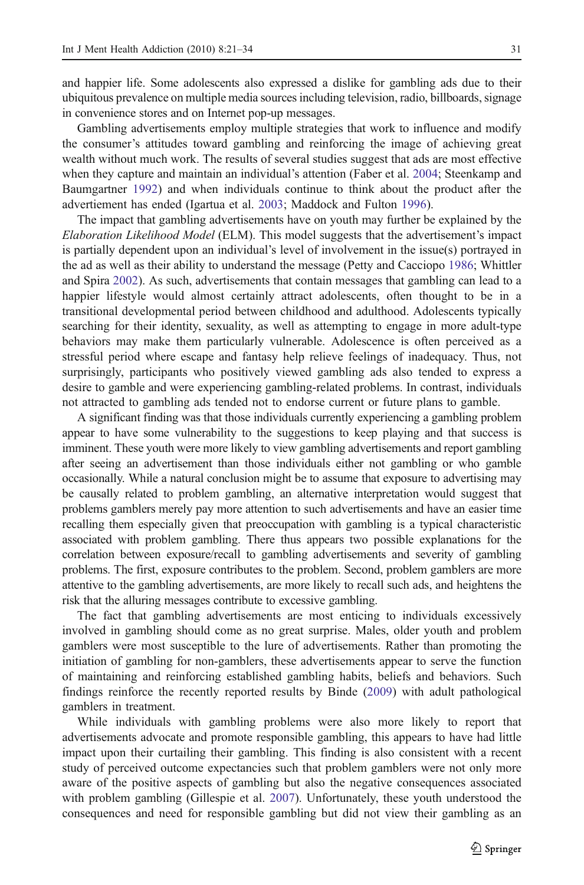and happier life. Some adolescents also expressed a dislike for gambling ads due to their ubiquitous prevalence on multiple media sources including television, radio, billboards, signage in convenience stores and on Internet pop-up messages.

Gambling advertisements employ multiple strategies that work to influence and modify the consumer's attitudes toward gambling and reinforcing the image of achieving great wealth without much work. The results of several studies suggest that ads are most effective when they capture and maintain an individual's attention (Faber et al. 2004; Steenkamp and Baumgartner 1992) and when individuals continue to think about the product after the advertiement has ended (Igartua et al. 2003; Maddock and Fulton 1996).

The impact that gambling advertisements have on youth may further be explained by the *Elaboration Likelihood Model* (ELM). This model suggests that the advertisement's impact is partially dependent upon an individual's level of involvement in the issue(s) portrayed in the ad as well as their ability to understand the message (Petty and Cacciopo 1986; Whittler and Spira 2002). As such, advertisements that contain messages that gambling can lead to a happier lifestyle would almost certainly attract adolescents, often thought to be in a transitional developmental period between childhood and adulthood. Adolescents typically searching for their identity, sexuality, as well as attempting to engage in more adult-type behaviors may make them particularly vulnerable. Adolescence is often perceived as a stressful period where escape and fantasy help relieve feelings of inadequacy. Thus, not surprisingly, participants who positively viewed gambling ads also tended to express a desire to gamble and were experiencing gambling-related problems. In contrast, individuals not attracted to gambling ads tended not to endorse current or future plans to gamble.

A significant finding was that those individuals currently experiencing a gambling problem appear to have some vulnerability to the suggestions to keep playing and that success is imminent. These youth were more likely to view gambling advertisements and report gambling after seeing an advertisement than those individuals either not gambling or who gamble occasionally. While a natural conclusion might be to assume that exposure to advertising may be causally related to problem gambling, an alternative interpretation would suggest that problems gamblers merely pay more attention to such advertisements and have an easier time recalling them especially given that preoccupation with gambling is a typical characteristic associated with problem gambling. There thus appears two possible explanations for the correlation between exposure/recall to gambling advertisements and severity of gambling problems. The first, exposure contributes to the problem. Second, problem gamblers are more attentive to the gambling advertisements, are more likely to recall such ads, and heightens the risk that the alluring messages contribute to excessive gambling.

The fact that gambling advertisements are most enticing to individuals excessively involved in gambling should come as no great surprise. Males, older youth and problem gamblers were most susceptible to the lure of advertisements. Rather than promoting the initiation of gambling for non-gamblers, these advertisements appear to serve the function of maintaining and reinforcing established gambling habits, beliefs and behaviors. Such findings reinforce the recently reported results by Binde (2009) with adult pathological gamblers in treatment.

While individuals with gambling problems were also more likely to report that advertisements advocate and promote responsible gambling, this appears to have had little impact upon their curtailing their gambling. This finding is also consistent with a recent study of perceived outcome expectancies such that problem gamblers were not only more aware of the positive aspects of gambling but also the negative consequences associated with problem gambling (Gillespie et al. 2007). Unfortunately, these youth understood the consequences and need for responsible gambling but did not view their gambling as an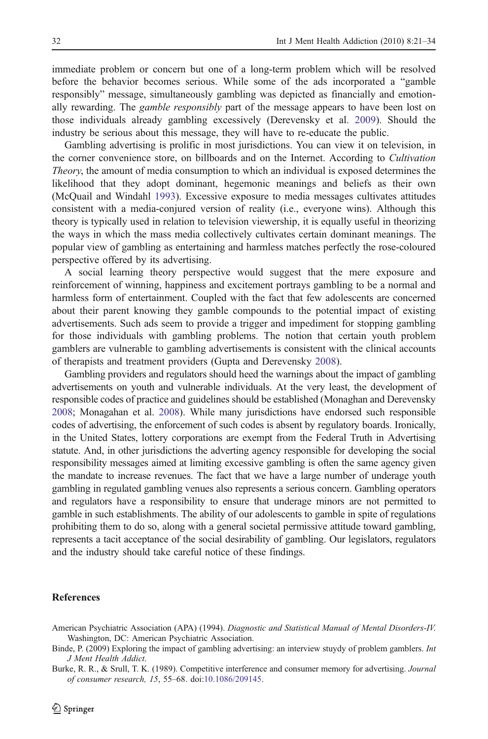immediate problem or concern but one of a long-term problem which will be resolved before the behavior becomes serious. While some of the ads incorporated a "gamble responsibly" message, simultaneously gambling was depicted as financially and emotionally rewarding. The *gamble responsibly* part of the message appears to have been lost on those individuals already gambling excessively (Derevensky et al. 2009). Should the industry be serious about this message, they will have to re-educate the public.

Gambling advertising is prolific in most jurisdictions. You can view it on television, in the corner convenience store, on billboards and on the Internet. According to *Cultivation Theory*, the amount of media consumption to which an individual is exposed determines the likelihood that they adopt dominant, hegemonic meanings and beliefs as their own (McQuail and Windahl 1993). Excessive exposure to media messages cultivates attitudes consistent with a media-conjured version of reality (i.e., everyone wins). Although this theory is typically used in relation to television viewership, it is equally useful in theorizing the ways in which the mass media collectively cultivates certain dominant meanings. The popular view of gambling as entertaining and harmless matches perfectly the rose-coloured perspective offered by its advertising.

A social learning theory perspective would suggest that the mere exposure and reinforcement of winning, happiness and excitement portrays gambling to be a normal and harmless form of entertainment. Coupled with the fact that few adolescents are concerned about their parent knowing they gamble compounds to the potential impact of existing advertisements. Such ads seem to provide a trigger and impediment for stopping gambling for those individuals with gambling problems. The notion that certain youth problem gamblers are vulnerable to gambling advertisements is consistent with the clinical accounts of therapists and treatment providers (Gupta and Derevensky 2008).

Gambling providers and regulators should heed the warnings about the impact of gambling advertisements on youth and vulnerable individuals. At the very least, the development of responsible codes of practice and guidelines should be established (Monaghan and Derevensky 2008; Monagahan et al. 2008). While many jurisdictions have endorsed such responsible codes of advertising, the enforcement of such codes is absent by regulatory boards. Ironically, in the United States, lottery corporations are exempt from the Federal Truth in Advertising statute. And, in other jurisdictions the adverting agency responsible for developing the social responsibility messages aimed at limiting excessive gambling is often the same agency given the mandate to increase revenues. The fact that we have a large number of underage youth gambling in regulated gambling venues also represents a serious concern. Gambling operators and regulators have a responsibility to ensure that underage minors are not permitted to gamble in such establishments. The ability of our adolescents to gamble in spite of regulations prohibiting them to do so, along with a general societal permissive attitude toward gambling, represents a tacit acceptance of the social desirability of gambling. Our legislators, regulators and the industry should take careful notice of these findings.

## References

American Psychiatric Association (APA) (1994). *Diagnostic and Statistical Manual of Mental Disorders-IV.* Washington, DC: American Psychiatric Association.

Binde, P. (2009) Exploring the impact of gambling advertising: an interview stuydy of problem gamblers. *Int J Ment Health Addict.*

Burke, R. R., & Srull, T. K. (1989). Competitive interference and consumer memory for advertising. *Journal of consumer research, 15*, 55–68. doi:10.1086/209145.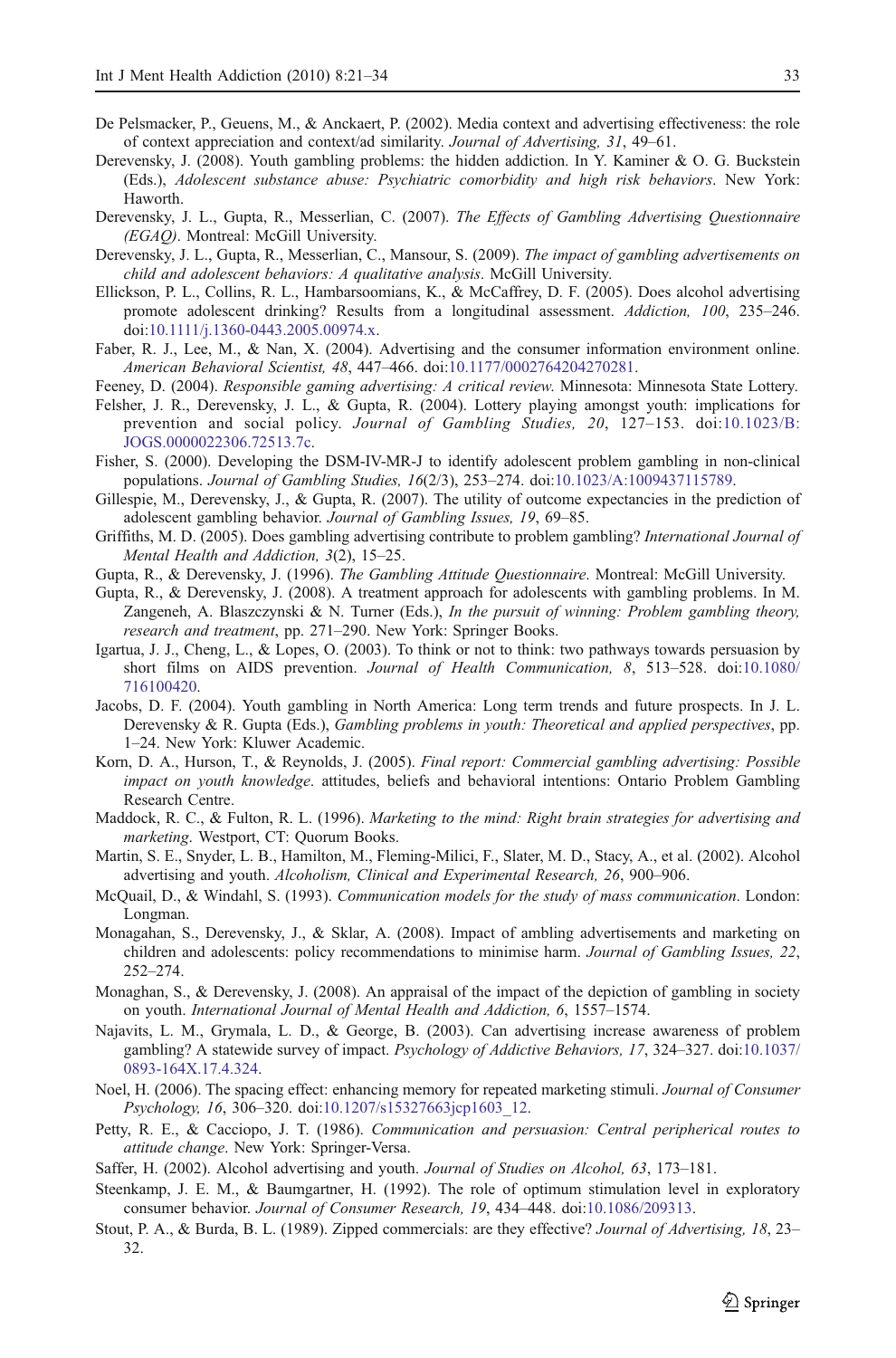De Pelsmacker, P., Geuens, M., & Anckaert, P. (2002). Media context and advertising effectiveness: the role of context appreciation and context/ad similarity. *Journal of Advertising, 31*, 49–61.

Derevensky, J. (2008). Youth gambling problems: the hidden addiction. In Y. Kaminer & O. G. Buckstein (Eds.), *Adolescent substance abuse: Psychiatric comorbidity and high risk behaviors*. New York: Haworth.

Derevensky, J. L., Gupta, R., Messerlian, C. (2007). *The Effects of Gambling Advertising Questionnaire (EGAQ)*. Montreal: McGill University.

Derevensky, J. L., Gupta, R., Messerlian, C., Mansour, S. (2009). *The impact of gambling advertisements on child and adolescent behaviors: A qualitative analysis*. McGill University.

Ellickson, P. L., Collins, R. L., Hambarsoomians, K., & McCaffrey, D. F. (2005). Does alcohol advertising promote adolescent drinking? Results from a longitudinal assessment. *Addiction, 100*, 235–246. doi:10.1111/j.1360-0443.2005.00974.x.

Faber, R. J., Lee, M., & Nan, X. (2004). Advertising and the consumer information environment online. *American Behavioral Scientist, 48*, 447–466. doi:10.1177/0002764204270281.

Feeney, D. (2004). *Responsible gaming advertising: A critical review*. Minnesota: Minnesota State Lottery.

Felsher, J. R., Derevensky, J. L., & Gupta, R. (2004). Lottery playing amongst youth: implications for prevention and social policy. *Journal of Gambling Studies, 20*, 127–153. doi:10.1023/B:JOGS.0000022306.72513.7c.

Fisher, S. (2000). Developing the DSM-IV-MR-J to identify adolescent problem gambling in non-clinical populations. *Journal of Gambling Studies, 16*(2/3), 253–274. doi:10.1023/A:1009437115789.

Gillespie, M., Derevensky, J., & Gupta, R. (2007). The utility of outcome expectancies in the prediction of adolescent gambling behavior. *Journal of Gambling Issues, 19*, 69–85.

Griffiths, M. D. (2005). Does gambling advertising contribute to problem gambling? *International Journal of Mental Health and Addiction, 3*(2), 15–25.

Gupta, R., & Derevensky, J. (1996). *The Gambling Attitude Questionnaire*. Montreal: McGill University.

Gupta, R., & Derevensky, J. (2008). A treatment approach for adolescents with gambling problems. In M. Zangeneh, A. Blaszczynski & N. Turner (Eds.), *In the pursuit of winning: Problem gambling theory, research and treatment*, pp. 271–290. New York: Springer Books.

Igartua, J. J., Cheng, L., & Lopes, O. (2003). To think or not to think: two pathways towards persuasion by short films on AIDS prevention. *Journal of Health Communication, 8*, 513–528. doi:10.1080/716100420.

Jacobs, D. F. (2004). Youth gambling in North America: Long term trends and future prospects. In J. L. Derevensky & R. Gupta (Eds.), *Gambling problems in youth: Theoretical and applied perspectives*, pp. 1–24. New York: Kluwer Academic.

Korn, D. A., Hurson, T., & Reynolds, J. (2005). *Final report: Commercial gambling advertising: Possible impact on youth knowledge*. attitudes, beliefs and behavioral intentions: Ontario Problem Gambling Research Centre.

Maddock, R. C., & Fulton, R. L. (1996). *Marketing to the mind: Right brain strategies for advertising and marketing*. Westport, CT: Quorum Books.

Martin, S. E., Snyder, L. B., Hamilton, M., Fleming-Milici, F., Slater, M. D., Stacy, A., et al. (2002). Alcohol advertising and youth. *Alcoholism, Clinical and Experimental Research, 26*, 900–906.

McQuail, D., & Windahl, S. (1993). *Communication models for the study of mass communication*. London: Longman.

Monagahan, S., Derevensky, J., & Sklar, A. (2008). Impact of ambling advertisements and marketing on children and adolescents: policy recommendations to minimise harm. *Journal of Gambling Issues, 22*, 252–274.

Monaghan, S., & Derevensky, J. (2008). An appraisal of the impact of the depiction of gambling in society on youth. *International Journal of Mental Health and Addiction, 6*, 1557–1574.

Najavits, L. M., Grymala, L. D., & George, B. (2003). Can advertising increase awareness of problem gambling? A statewide survey of impact. *Psychology of Addictive Behaviors, 17*, 324–327. doi:10.1037/0893-164X.17.4.324.

Noel, H. (2006). The spacing effect: enhancing memory for repeated marketing stimuli. *Journal of Consumer Psychology, 16*, 306–320. doi:10.1207/s15327663jcp1603_12.

Petty, R. E., & Cacciopo, J. T. (1986). *Communication and persuasion: Central peripherical routes to attitude change*. New York: Springer-Versa.

Saffer, H. (2002). Alcohol advertising and youth. *Journal of Studies on Alcohol, 63*, 173–181.

Steenkamp, J. E. M., & Baumgartner, H. (1992). The role of optimum stimulation level in exploratory consumer behavior. *Journal of Consumer Research, 19*, 434–448. doi:10.1086/209313.

Stout, P. A., & Burda, B. L. (1989). Zipped commercials: are they effective? *Journal of Advertising, 18*, 23–32.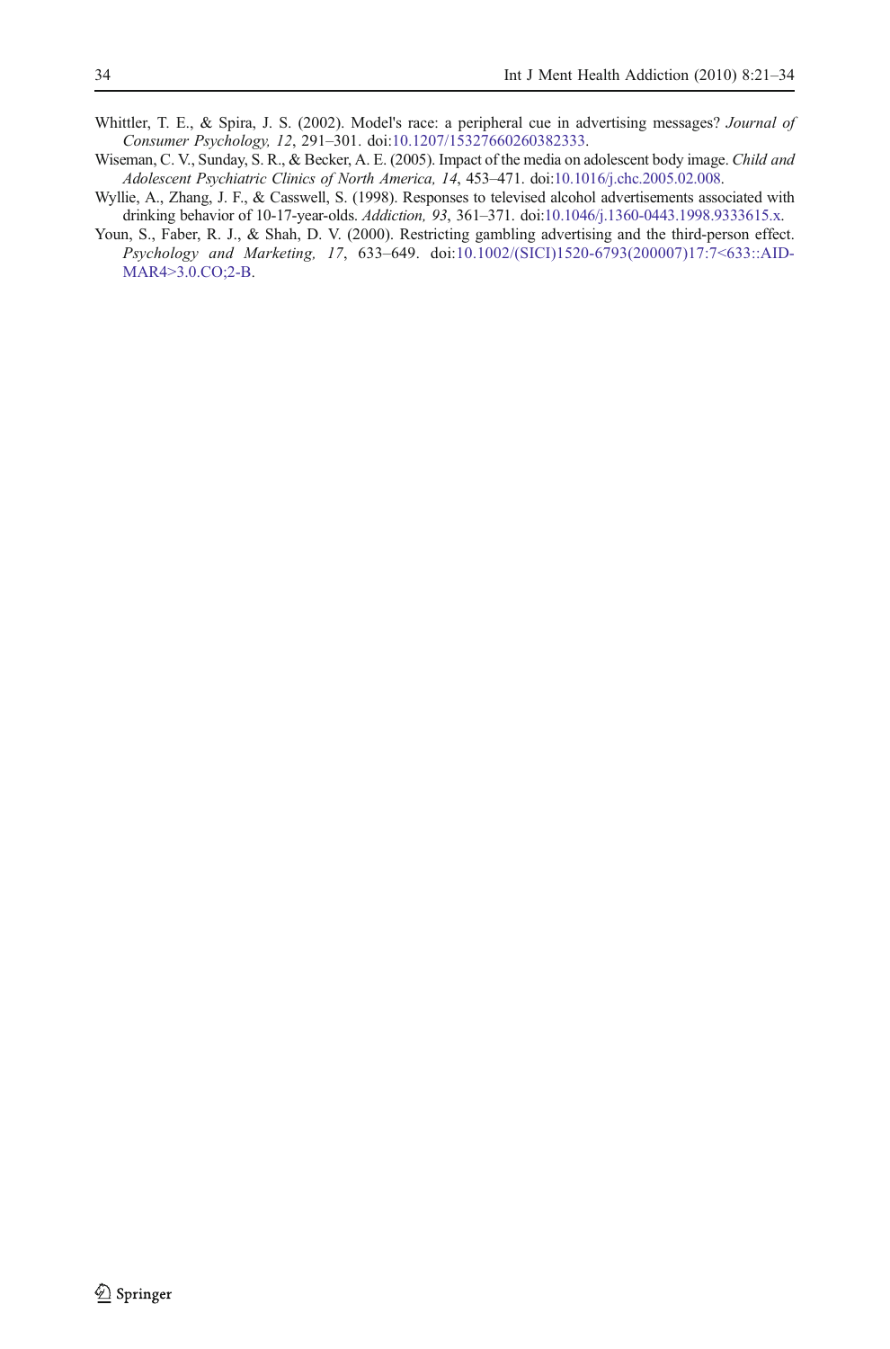Whittler, T. E., & Spira, J. S. (2002). Model's race: a peripheral cue in advertising messages? *Journal of Consumer Psychology, 12*, 291–301. doi:10.1207/15327660260382333.

Wiseman, C. V., Sunday, S. R., & Becker, A. E. (2005). Impact of the media on adolescent body image. *Child and Adolescent Psychiatric Clinics of North America, 14*, 453–471. doi:10.1016/j.chc.2005.02.008.

Wyllie, A., Zhang, J. F., & Casswell, S. (1998). Responses to televised alcohol advertisements associated with drinking behavior of 10-17-year-olds. *Addiction, 93*, 361–371. doi:10.1046/j.1360-0443.1998.9333615.x.

Youn, S., Faber, R. J., & Shah, D. V. (2000). Restricting gambling advertising and the third-person effect. *Psychology and Marketing, 17*, 633–649. doi:10.1002/(SICI)1520-6793(200007)17:7<633::AID-MAR4>3.0.CO;2-B.